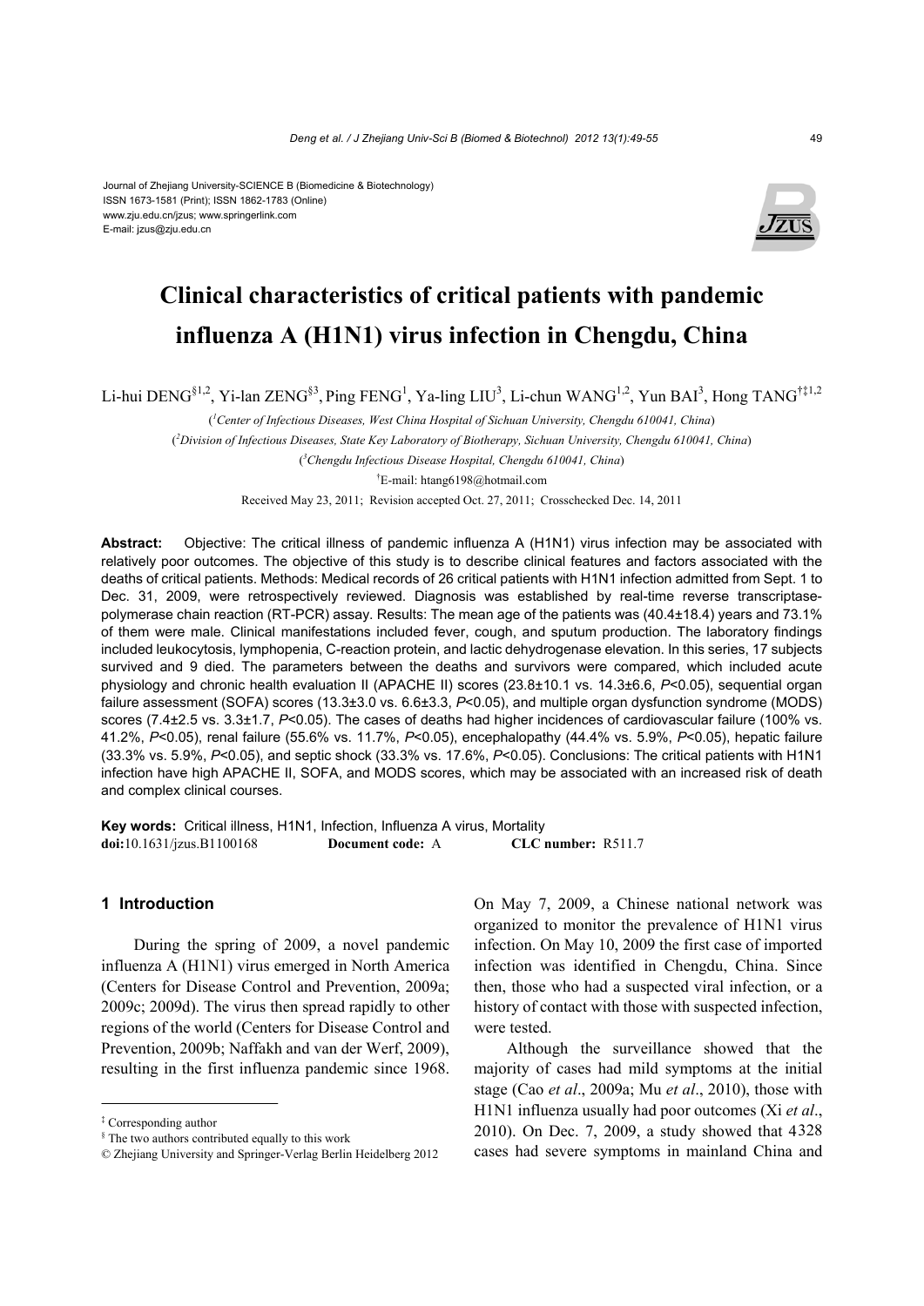Journal of Zhejiang University-SCIENCE B (Biomedicine & Biotechnology)
ISSN 1673-1581 (Print); ISSN 1862-1783 (Online)
www.zju.edu.cn/jzus; www.springerlink.com
E-mail: jzus@zju.edu.cn

# Clinical characteristics of critical patients with pandemic influenza A (H1N1) virus infection in Chengdu, China

Li-hui DENG[§1,2], Yi-lan ZENG[§3], Ping FENG[1], Ya-ling LIU[3], Li-chun WANG[1,2], Yun BAI[3], Hong TANG[†‡1,2]

([1]*Center of Infectious Diseases, West China Hospital of Sichuan University, Chengdu 610041, China*)

([2]*Division of Infectious Diseases, State Key Laboratory of Biotherapy, Sichuan University, Chengdu 610041, China*)

([3]*Chengdu Infectious Disease Hospital, Chengdu 610041, China*)

[†]E-mail: htang6198@hotmail.com

Received May 23, 2011; Revision accepted Oct. 27, 2011; Crosschecked Dec. 14, 2011

**Abstract:** Objective: The critical illness of pandemic influenza A (H1N1) virus infection may be associated with relatively poor outcomes. The objective of this study is to describe clinical features and factors associated with the deaths of critical patients. Methods: Medical records of 26 critical patients with H1N1 infection admitted from Sept. 1 to Dec. 31, 2009, were retrospectively reviewed. Diagnosis was established by real-time reverse transcriptase-polymerase chain reaction (RT-PCR) assay. Results: The mean age of the patients was (40.4±18.4) years and 73.1% of them were male. Clinical manifestations included fever, cough, and sputum production. The laboratory findings included leukocytosis, lymphopenia, C-reaction protein, and lactic dehydrogenase elevation. In this series, 17 subjects survived and 9 died. The parameters between the deaths and survivors were compared, which included acute physiology and chronic health evaluation II (APACHE II) scores (23.8±10.1 vs. 14.3±6.6, $P<0.05$), sequential organ failure assessment (SOFA) scores (13.3±3.0 vs. 6.6±3.3, $P<0.05$), and multiple organ dysfunction syndrome (MODS) scores (7.4±2.5 vs. 3.3±1.7, $P<0.05$). The cases of deaths had higher incidences of cardiovascular failure (100% vs. 41.2%, $P<0.05$), renal failure (55.6% vs. 11.7%, $P<0.05$), encephalopathy (44.4% vs. 5.9%, $P<0.05$), hepatic failure (33.3% vs. 5.9%, $P<0.05$), and septic shock (33.3% vs. 17.6%, $P<0.05$). Conclusions: The critical patients with H1N1 infection have high APACHE II, SOFA, and MODS scores, which may be associated with an increased risk of death and complex clinical courses.

**Key words:** Critical illness, H1N1, Infection, Influenza A virus, Mortality
**doi:**10.1631/jzus.B1100168 **Document code:** A **CLC number:** R511.7

## 1 Introduction

During the spring of 2009, a novel pandemic influenza A (H1N1) virus emerged in North America (Centers for Disease Control and Prevention, 2009a; 2009c; 2009d). The virus then spread rapidly to other regions of the world (Centers for Disease Control and Prevention, 2009b; Naffakh and van der Werf, 2009), resulting in the first influenza pandemic since 1968. On May 7, 2009, a Chinese national network was organized to monitor the prevalence of H1N1 virus infection. On May 10, 2009 the first case of imported infection was identified in Chengdu, China. Since then, those who had a suspected viral infection, or a history of contact with those with suspected infection, were tested.

Although the surveillance showed that the majority of cases had mild symptoms at the initial stage (Cao *et al*., 2009a; Mu *et al*., 2010), those with H1N1 influenza usually had poor outcomes (Xi *et al*., 2010). On Dec. 7, 2009, a study showed that 4328 cases had severe symptoms in mainland China and

[‡] Corresponding author
[§] The two authors contributed equally to this work
© Zhejiang University and Springer-Verlag Berlin Heidelberg 2012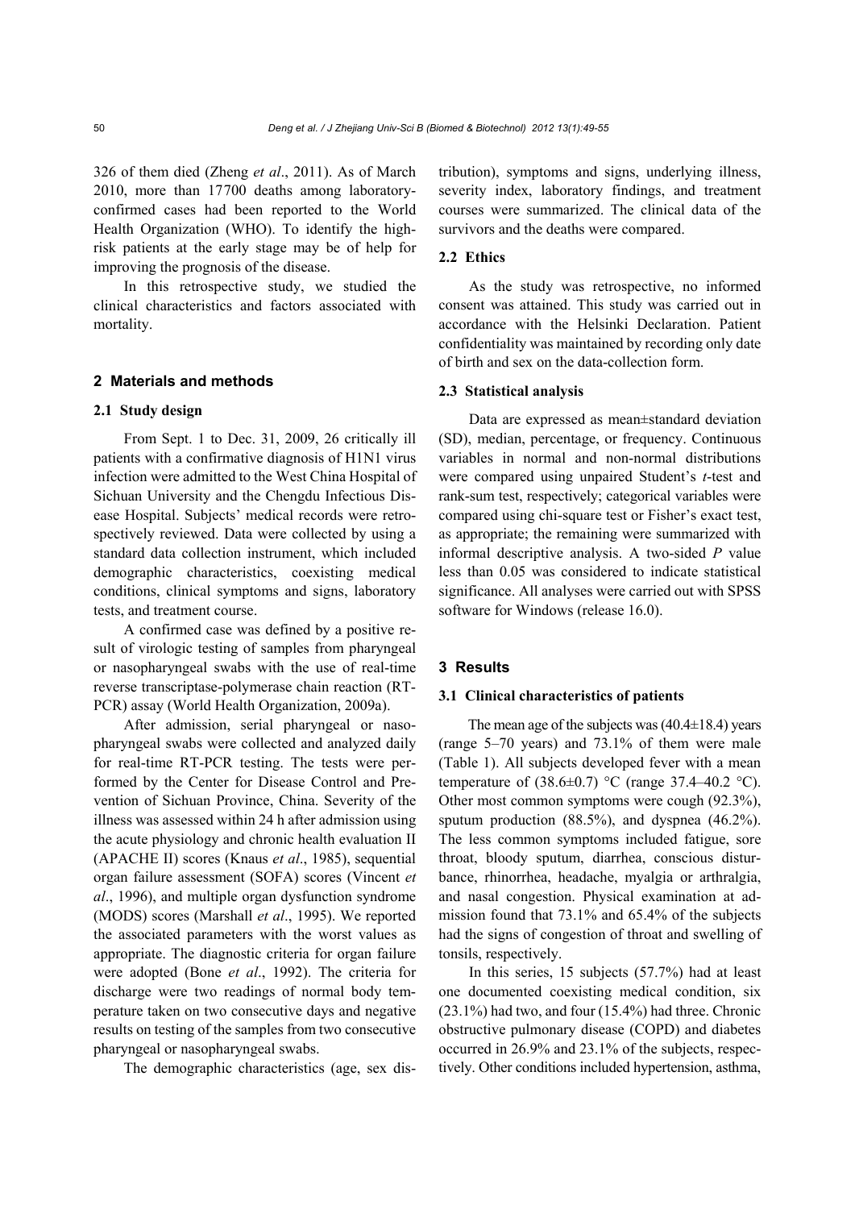326 of them died (Zheng *et al*., 2011). As of March 2010, more than 17700 deaths among laboratory-confirmed cases had been reported to the World Health Organization (WHO). To identify the high-risk patients at the early stage may be of help for improving the prognosis of the disease.

In this retrospective study, we studied the clinical characteristics and factors associated with mortality.

## 2 Materials and methods

### 2.1 Study design

From Sept. 1 to Dec. 31, 2009, 26 critically ill patients with a confirmative diagnosis of H1N1 virus infection were admitted to the West China Hospital of Sichuan University and the Chengdu Infectious Disease Hospital. Subjects' medical records were retrospectively reviewed. Data were collected by using a standard data collection instrument, which included demographic characteristics, coexisting medical conditions, clinical symptoms and signs, laboratory tests, and treatment course.

A confirmed case was defined by a positive result of virologic testing of samples from pharyngeal or nasopharyngeal swabs with the use of real-time reverse transcriptase-polymerase chain reaction (RT-PCR) assay (World Health Organization, 2009a).

After admission, serial pharyngeal or nasopharyngeal swabs were collected and analyzed daily for real-time RT-PCR testing. The tests were performed by the Center for Disease Control and Prevention of Sichuan Province, China. Severity of the illness was assessed within 24 h after admission using the acute physiology and chronic health evaluation II (APACHE II) scores (Knaus *et al*., 1985), sequential organ failure assessment (SOFA) scores (Vincent *et al*., 1996), and multiple organ dysfunction syndrome (MODS) scores (Marshall *et al*., 1995). We reported the associated parameters with the worst values as appropriate. The diagnostic criteria for organ failure were adopted (Bone *et al*., 1992). The criteria for discharge were two readings of normal body temperature taken on two consecutive days and negative results on testing of the samples from two consecutive pharyngeal or nasopharyngeal swabs.

The demographic characteristics (age, sex distribution), symptoms and signs, underlying illness, severity index, laboratory findings, and treatment courses were summarized. The clinical data of the survivors and the deaths were compared.

### 2.2 Ethics

As the study was retrospective, no informed consent was attained. This study was carried out in accordance with the Helsinki Declaration. Patient confidentiality was maintained by recording only date of birth and sex on the data-collection form.

### 2.3 Statistical analysis

Data are expressed as mean±standard deviation (SD), median, percentage, or frequency. Continuous variables in normal and non-normal distributions were compared using unpaired Student's *t*-test and rank-sum test, respectively; categorical variables were compared using chi-square test or Fisher's exact test, as appropriate; the remaining were summarized with informal descriptive analysis. A two-sided *P* value less than 0.05 was considered to indicate statistical significance. All analyses were carried out with SPSS software for Windows (release 16.0).

## 3 Results

### 3.1 Clinical characteristics of patients

The mean age of the subjects was (40.4±18.4) years (range 5–70 years) and 73.1% of them were male (Table 1). All subjects developed fever with a mean temperature of (38.6±0.7) °C (range 37.4–40.2 °C). Other most common symptoms were cough (92.3%), sputum production (88.5%), and dyspnea (46.2%). The less common symptoms included fatigue, sore throat, bloody sputum, diarrhea, conscious disturbance, rhinorrhea, headache, myalgia or arthralgia, and nasal congestion. Physical examination at admission found that 73.1% and 65.4% of the subjects had the signs of congestion of throat and swelling of tonsils, respectively.

In this series, 15 subjects (57.7%) had at least one documented coexisting medical condition, six (23.1%) had two, and four (15.4%) had three. Chronic obstructive pulmonary disease (COPD) and diabetes occurred in 26.9% and 23.1% of the subjects, respectively. Other conditions included hypertension, asthma,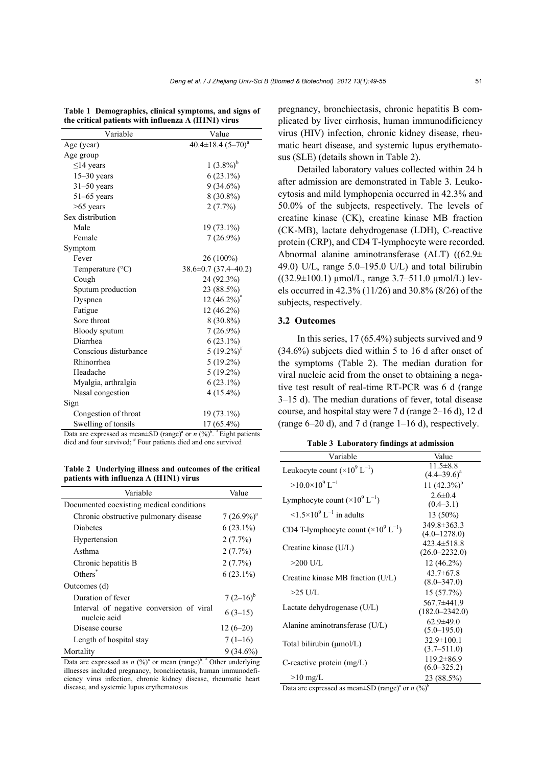**Table 1 Demographics, clinical symptoms, and signs of the critical patients with influenza A (H1N1) virus**

| Variable | Value |
|---|---|
| Age (year) | 40.4±18.4 (5–70)[a] |
| Age group | |
| ≤14 years | 1 (3.8%)[b] |
| 15–30 years | 6 (23.1%) |
| 31–50 years | 9 (34.6%) |
| 51–65 years | 8 (30.8%) |
| >65 years | 2 (7.7%) |
| Sex distribution | |
| Male | 19 (73.1%) |
| Female | 7 (26.9%) |
| Symptom | |
| Fever | 26 (100%) |
| Temperature (°C) | 38.6±0.7 (37.4–40.2) |
| Cough | 24 (92.3%) |
| Sputum production | 23 (88.5%) |
| Dyspnea | 12 (46.2%)* |
| Fatigue | 12 (46.2%) |
| Sore throat | 8 (30.8%) |
| Bloody sputum | 7 (26.9%) |
| Diarrhea | 6 (23.1%) |
| Conscious disturbance | 5 (19.2%)# |
| Rhinorrhea | 5 (19.2%) |
| Headache | 5 (19.2%) |
| Myalgia, arthralgia | 6 (23.1%) |
| Nasal congestion | 4 (15.4%) |
| Sign | |
| Congestion of throat | 19 (73.1%) |
| Swelling of tonsils | 17 (65.4%) |

Data are expressed as mean±SD (range)[a] or *n* (%)[b]. * Eight patients died and four survived; # Four patients died and one survived

**Table 2 Underlying illness and outcomes of the critical patients with influenza A (H1N1) virus**

| Variable | Value |
|---|---|
| Documented coexisting medical conditions | |
| Chronic obstructive pulmonary disease | 7 (26.9%)[a] |
| Diabetes | 6 (23.1%) |
| Hypertension | 2 (7.7%) |
| Asthma | 2 (7.7%) |
| Chronic hepatitis B | 2 (7.7%) |
| Others* | 6 (23.1%) |
| Outcomes (d) | |
| Duration of fever | 7 (2–16)[b] |
| Interval of negative conversion of viral nucleic acid | 6 (3–15) |
| Disease course | 12 (6–20) |
| Length of hospital stay | 7 (1–16) |
| Mortality | 9 (34.6%) |

Data are expressed as *n* (%)[a] or mean (range)[b]. * Other underlying illnesses included pregnancy, bronchiectasis, human immunodeficiency virus infection, chronic kidney disease, rheumatic heart disease, and systemic lupus erythematosus

pregnancy, bronchiectasis, chronic hepatitis B complicated by liver cirrhosis, human immunodificiency virus (HIV) infection, chronic kidney disease, rheumatic heart disease, and systemic lupus erythematosus (SLE) (details shown in Table 2).

Detailed laboratory values collected within 24 h after admission are demonstrated in Table 3. Leukocytosis and mild lymphopenia occurred in 42.3% and 50.0% of the subjects, respectively. The levels of creatine kinase (CK), creatine kinase MB fraction (CK-MB), lactate dehydrogenase (LDH), C-reactive protein (CRP), and CD4 T-lymphocyte were recorded. Abnormal alanine aminotransferase (ALT) ((62.9±49.0) U/L, range 5.0–195.0 U/L) and total bilirubin ((32.9±100.1) μmol/L, range 3.7–511.0 μmol/L) levels occurred in 42.3% (11/26) and 30.8% (8/26) of the subjects, respectively.

### 3.2 Outcomes

In this series, 17 (65.4%) subjects survived and 9 (34.6%) subjects died within 5 to 16 d after onset of the symptoms (Table 2). The median duration for viral nucleic acid from the onset to obtaining a negative test result of real-time RT-PCR was 6 d (range 3–15 d). The median durations of fever, total disease course, and hospital stay were 7 d (range 2–16 d), 12 d (range 6–20 d), and 7 d (range 1–16 d), respectively.

**Table 3 Laboratory findings at admission**

| Variable | Value |
|---|---|
| Leukocyte count ($\times10^9$ L$^{-1}$) | 11.5±8.8 (4.4–39.6)[a] |
| $>10.0\times10^9$ L$^{-1}$ | 11 (42.3%)[b] |
| Lymphocyte count ($\times10^9$ L$^{-1}$) | 2.6±0.4 (0.4–3.1) |
| $<1.5\times10^9$ L$^{-1}$ in adults | 13 (50%) |
| CD4 T-lymphocyte count ($\times10^9$ L$^{-1}$) | 349.8±363.3 (4.0–1278.0) |
| Creatine kinase (U/L) | 423.4±518.8 (26.0–2232.0) |
| >200 U/L | 12 (46.2%) |
| Creatine kinase MB fraction (U/L) | 43.7±67.8 (8.0–347.0) |
| >25 U/L | 15 (57.7%) |
| Lactate dehydrogenase (U/L) | 567.7±441.9 (182.0–2342.0) |
| Alanine aminotransferase (U/L) | 62.9±49.0 (5.0–195.0) |
| Total bilirubin (μmol/L) | 32.9±100.1 (3.7–511.0) |
| C-reactive protein (mg/L) | 119.2±86.9 (6.0–325.2) |
| >10 mg/L | 23 (88.5%) |

Data are expressed as mean±SD (range)[a] or *n* (%)[b]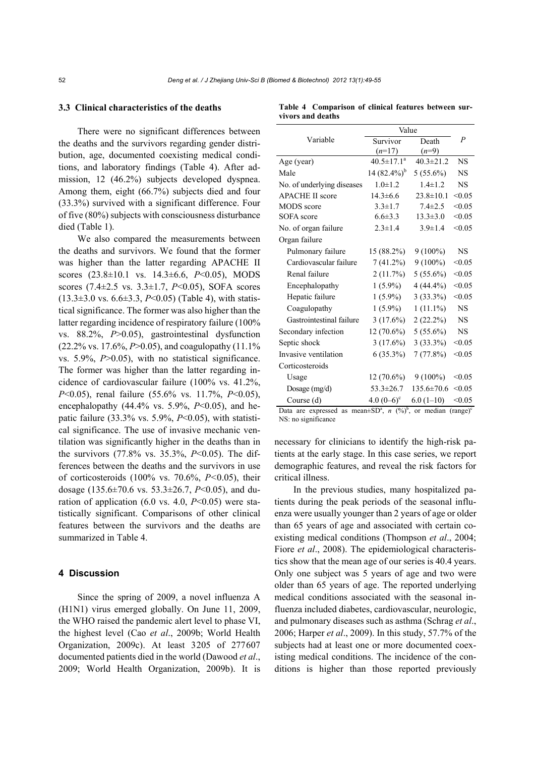### 3.3 Clinical characteristics of the deaths

There were no significant differences between the deaths and the survivors regarding gender distribution, age, documented coexisting medical conditions, and laboratory findings (Table 4). After admission, 12 (46.2%) subjects developed dyspnea. Among them, eight (66.7%) subjects died and four (33.3%) survived with a significant difference. Four of five (80%) subjects with consciousness disturbance died (Table 1).

We also compared the measurements between the deaths and survivors. We found that the former was higher than the latter regarding APACHE II scores (23.8±10.1 vs. 14.3±6.6, $P<0.05$), MODS scores (7.4±2.5 vs. 3.3±1.7, $P<0.05$), SOFA scores (13.3±3.0 vs. 6.6±3.3, $P<0.05$) (Table 4), with statistical significance. The former was also higher than the latter regarding incidence of respiratory failure (100% vs. 88.2%, $P>0.05$), gastrointestinal dysfunction (22.2% vs. 17.6%, $P>0.05$), and coagulopathy (11.1% vs. 5.9%, $P>0.05$), with no statistical significance. The former was higher than the latter regarding incidence of cardiovascular failure (100% vs. 41.2%, $P<0.05$), renal failure (55.6% vs. 11.7%, $P<0.05$), encephalopathy (44.4% vs. 5.9%, $P<0.05$), and hepatic failure (33.3% vs. 5.9%, $P<0.05$), with statistical significance. The use of invasive mechanic ventilation was significantly higher in the deaths than in the survivors (77.8% vs. 35.3%, $P<0.05$). The differences between the deaths and the survivors in use of corticosteroids (100% vs. 70.6%, $P<0.05$), their dosage (135.6±70.6 vs. 53.3±26.7, $P<0.05$), and duration of application (6.0 vs. 4.0, $P<0.05$) were statistically significant. Comparisons of other clinical features between the survivors and the deaths are summarized in Table 4.

**Table 4 Comparison of clinical features between survivors and deaths**

| Variable | Value | | *P* |
|---|---|---|---|
| | Survivor ($n$=17) | Death ($n$=9) | |
| Age (year) | 40.5±17.1[a] | 40.3±21.2 | NS |
| Male | 14 (82.4%)[b] | 5 (55.6%) | NS |
| No. of underlying diseases | 1.0±1.2 | 1.4±1.2 | NS |
| APACHE II score | 14.3±6.6 | 23.8±10.1 | <0.05 |
| MODS score | 3.3±1.7 | 7.4±2.5 | <0.05 |
| SOFA score | 6.6±3.3 | 13.3±3.0 | <0.05 |
| No. of organ failure | 2.3±1.4 | 3.9±1.4 | <0.05 |
| Organ failure | | | |
| Pulmonary failure | 15 (88.2%) | 9 (100%) | NS |
| Cardiovascular failure | 7 (41.2%) | 9 (100%) | <0.05 |
| Renal failure | 2 (11.7%) | 5 (55.6%) | <0.05 |
| Encephalopathy | 1 (5.9%) | 4 (44.4%) | <0.05 |
| Hepatic failure | 1 (5.9%) | 3 (33.3%) | <0.05 |
| Coagulopathy | 1 (5.9%) | 1 (11.1%) | NS |
| Gastrointestinal failure | 3 (17.6%) | 2 (22.2%) | NS |
| Secondary infection | 12 (70.6%) | 5 (55.6%) | NS |
| Septic shock | 3 (17.6%) | 3 (33.3%) | <0.05 |
| Invasive ventilation | 6 (35.3%) | 7 (77.8%) | <0.05 |
| Corticosteroids | | | |
| Usage | 12 (70.6%) | 9 (100%) | <0.05 |
| Dosage (mg/d) | 53.3±26.7 | 135.6±70.6 | <0.05 |
| Course (d) | 4.0 (0–6)[c] | 6.0 (1–10) | <0.05 |

Data are expressed as mean±SD[a], $n$ (%)[b], or median (range)[c]
NS: no significance

## 4 Discussion

Since the spring of 2009, a novel influenza A (H1N1) virus emerged globally. On June 11, 2009, the WHO raised the pandemic alert level to phase VI, the highest level (Cao *et al*., 2009b; World Health Organization, 2009c). At least 3205 of 277607 documented patients died in the world (Dawood *et al*., 2009; World Health Organization, 2009b). It is necessary for clinicians to identify the high-risk patients at the early stage. In this case series, we report demographic features, and reveal the risk factors for critical illness.

In the previous studies, many hospitalized patients during the peak periods of the seasonal influenza were usually younger than 2 years of age or older than 65 years of age and associated with certain coexisting medical conditions (Thompson *et al*., 2004; Fiore *et al*., 2008). The epidemiological characteristics show that the mean age of our series is 40.4 years. Only one subject was 5 years of age and two were older than 65 years of age. The reported underlying medical conditions associated with the seasonal influenza included diabetes, cardiovascular, neurologic, and pulmonary diseases such as asthma (Schrag *et al*., 2006; Harper *et al*., 2009). In this study, 57.7% of the subjects had at least one or more documented coexisting medical conditions. The incidence of the conditions is higher than those reported previously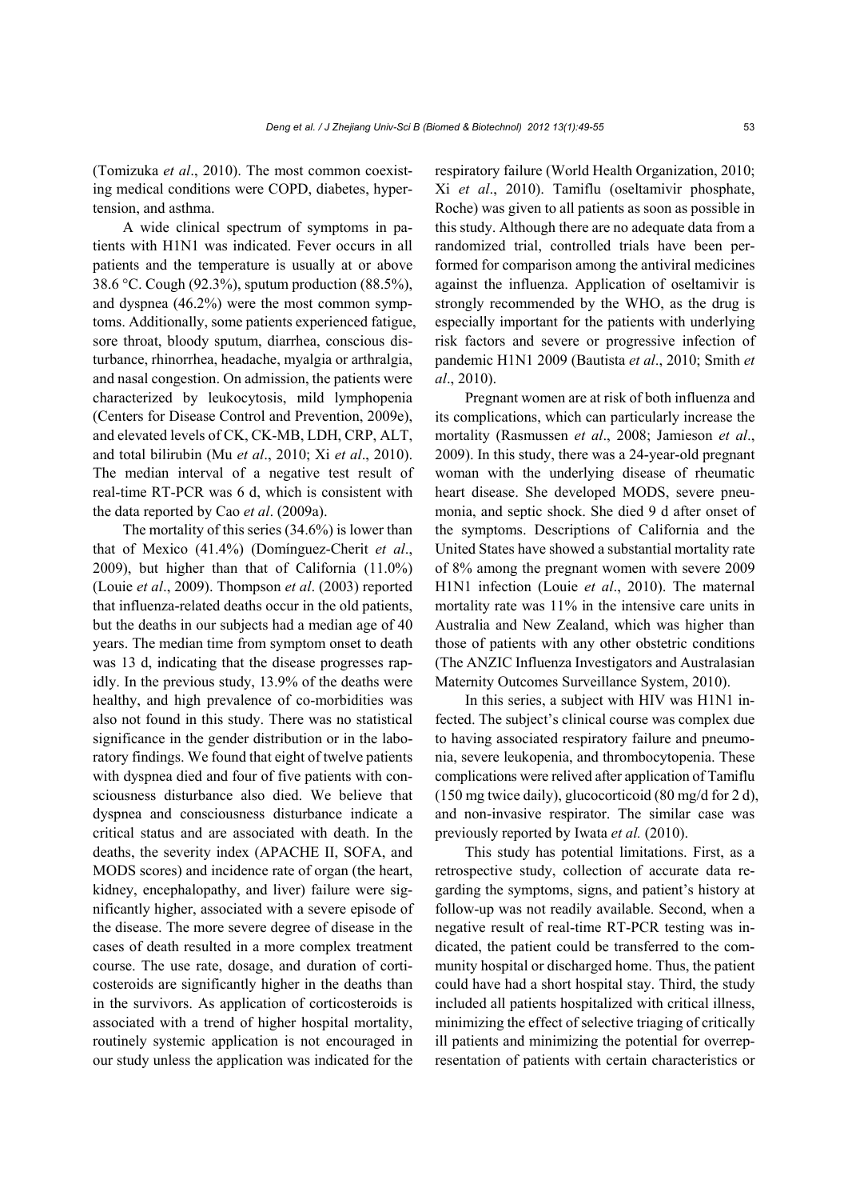(Tomizuka *et al*., 2010). The most common coexisting medical conditions were COPD, diabetes, hypertension, and asthma.

A wide clinical spectrum of symptoms in patients with H1N1 was indicated. Fever occurs in all patients and the temperature is usually at or above 38.6 °C. Cough (92.3%), sputum production (88.5%), and dyspnea (46.2%) were the most common symptoms. Additionally, some patients experienced fatigue, sore throat, bloody sputum, diarrhea, conscious disturbance, rhinorrhea, headache, myalgia or arthralgia, and nasal congestion. On admission, the patients were characterized by leukocytosis, mild lymphopenia (Centers for Disease Control and Prevention, 2009e), and elevated levels of CK, CK-MB, LDH, CRP, ALT, and total bilirubin (Mu *et al*., 2010; Xi *et al*., 2010). The median interval of a negative test result of real-time RT-PCR was 6 d, which is consistent with the data reported by Cao *et al*. (2009a).

The mortality of this series (34.6%) is lower than that of Mexico (41.4%) (Domínguez-Cherit *et al*., 2009), but higher than that of California (11.0%) (Louie *et al*., 2009). Thompson *et al*. (2003) reported that influenza-related deaths occur in the old patients, but the deaths in our subjects had a median age of 40 years. The median time from symptom onset to death was 13 d, indicating that the disease progresses rapidly. In the previous study, 13.9% of the deaths were healthy, and high prevalence of co-morbidities was also not found in this study. There was no statistical significance in the gender distribution or in the laboratory findings. We found that eight of twelve patients with dyspnea died and four of five patients with consciousness disturbance also died. We believe that dyspnea and consciousness disturbance indicate a critical status and are associated with death. In the deaths, the severity index (APACHE II, SOFA, and MODS scores) and incidence rate of organ (the heart, kidney, encephalopathy, and liver) failure were significantly higher, associated with a severe episode of the disease. The more severe degree of disease in the cases of death resulted in a more complex treatment course. The use rate, dosage, and duration of corticosteroids are significantly higher in the deaths than in the survivors. As application of corticosteroids is associated with a trend of higher hospital mortality, routinely systemic application is not encouraged in our study unless the application was indicated for the respiratory failure (World Health Organization, 2010; Xi *et al*., 2010). Tamiflu (oseltamivir phosphate, Roche) was given to all patients as soon as possible in this study. Although there are no adequate data from a randomized trial, controlled trials have been performed for comparison among the antiviral medicines against the influenza. Application of oseltamivir is strongly recommended by the WHO, as the drug is especially important for the patients with underlying risk factors and severe or progressive infection of pandemic H1N1 2009 (Bautista *et al*., 2010; Smith *et al*., 2010).

Pregnant women are at risk of both influenza and its complications, which can particularly increase the mortality (Rasmussen *et al*., 2008; Jamieson *et al*., 2009). In this study, there was a 24-year-old pregnant woman with the underlying disease of rheumatic heart disease. She developed MODS, severe pneumonia, and septic shock. She died 9 d after onset of the symptoms. Descriptions of California and the United States have showed a substantial mortality rate of 8% among the pregnant women with severe 2009 H1N1 infection (Louie *et al*., 2010). The maternal mortality rate was 11% in the intensive care units in Australia and New Zealand, which was higher than those of patients with any other obstetric conditions (The ANZIC Influenza Investigators and Australasian Maternity Outcomes Surveillance System, 2010).

In this series, a subject with HIV was H1N1 infected. The subject's clinical course was complex due to having associated respiratory failure and pneumonia, severe leukopenia, and thrombocytopenia. These complications were relived after application of Tamiflu (150 mg twice daily), glucocorticoid (80 mg/d for 2 d), and non-invasive respirator. The similar case was previously reported by Iwata *et al.* (2010).

This study has potential limitations. First, as a retrospective study, collection of accurate data regarding the symptoms, signs, and patient's history at follow-up was not readily available. Second, when a negative result of real-time RT-PCR testing was indicated, the patient could be transferred to the community hospital or discharged home. Thus, the patient could have had a short hospital stay. Third, the study included all patients hospitalized with critical illness, minimizing the effect of selective triaging of critically ill patients and minimizing the potential for overrepresentation of patients with certain characteristics or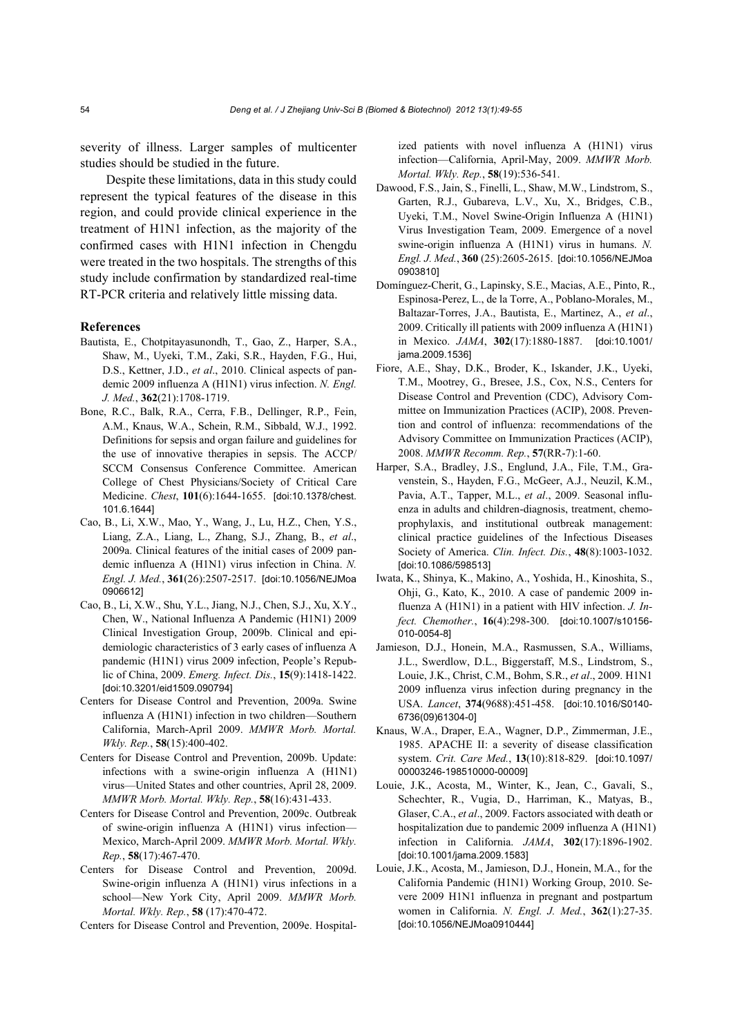severity of illness. Larger samples of multicenter studies should be studied in the future.

Despite these limitations, data in this study could represent the typical features of the disease in this region, and could provide clinical experience in the treatment of H1N1 infection, as the majority of the confirmed cases with H1N1 infection in Chengdu were treated in the two hospitals. The strengths of this study include confirmation by standardized real-time RT-PCR criteria and relatively little missing data.

## References

Bautista, E., Chotpitayasunondh, T., Gao, Z., Harper, S.A., Shaw, M., Uyeki, T.M., Zaki, S.R., Hayden, F.G., Hui, D.S., Kettner, J.D., *et al*., 2010. Clinical aspects of pandemic 2009 influenza A (H1N1) virus infection. *N. Engl. J. Med.*, **362**(21):1708-1719.

Bone, R.C., Balk, R.A., Cerra, F.B., Dellinger, R.P., Fein, A.M., Knaus, W.A., Schein, R.M., Sibbald, W.J., 1992. Definitions for sepsis and organ failure and guidelines for the use of innovative therapies in sepsis. The ACCP/SCCM Consensus Conference Committee. American College of Chest Physicians/Society of Critical Care Medicine. *Chest*, **101**(6):1644-1655. [doi:10.1378/chest.101.6.1644]

Cao, B., Li, X.W., Mao, Y., Wang, J., Lu, H.Z., Chen, Y.S., Liang, Z.A., Liang, L., Zhang, S.J., Zhang, B., *et al*., 2009a. Clinical features of the initial cases of 2009 pandemic influenza A (H1N1) virus infection in China. *N. Engl. J. Med.*, **361**(26):2507-2517. [doi:10.1056/NEJMoa0906612]

Cao, B., Li, X.W., Shu, Y.L., Jiang, N.J., Chen, S.J., Xu, X.Y., Chen, W., National Influenza A Pandemic (H1N1) 2009 Clinical Investigation Group, 2009b. Clinical and epidemiologic characteristics of 3 early cases of influenza A pandemic (H1N1) virus 2009 infection, People's Republic of China, 2009. *Emerg. Infect. Dis.*, **15**(9):1418-1422. [doi:10.3201/eid1509.090794]

Centers for Disease Control and Prevention, 2009a. Swine influenza A (H1N1) infection in two children—Southern California, March-April 2009. *MMWR Morb. Mortal. Wkly. Rep.*, **58**(15):400-402.

Centers for Disease Control and Prevention, 2009b. Update: infections with a swine-origin influenza A (H1N1) virus—United States and other countries, April 28, 2009. *MMWR Morb. Mortal. Wkly. Rep.*, **58**(16):431-433.

Centers for Disease Control and Prevention, 2009c. Outbreak of swine-origin influenza A (H1N1) virus infection—Mexico, March-April 2009. *MMWR Morb. Mortal. Wkly. Rep.*, **58**(17):467-470.

Centers for Disease Control and Prevention, 2009d. Swine-origin influenza A (H1N1) virus infections in a school—New York City, April 2009. *MMWR Morb. Mortal. Wkly. Rep.*, **58** (17):470-472.

Centers for Disease Control and Prevention, 2009e. Hospitalized patients with novel influenza A (H1N1) virus infection—California, April-May, 2009. *MMWR Morb. Mortal. Wkly. Rep.*, **58**(19):536-541.

Dawood, F.S., Jain, S., Finelli, L., Shaw, M.W., Lindstrom, S., Garten, R.J., Gubareva, L.V., Xu, X., Bridges, C.B., Uyeki, T.M., Novel Swine-Origin Influenza A (H1N1) Virus Investigation Team, 2009. Emergence of a novel swine-origin influenza A (H1N1) virus in humans. *N. Engl. J. Med.*, **360** (25):2605-2615. [doi:10.1056/NEJMoa0903810]

Domínguez-Cherit, G., Lapinsky, S.E., Macias, A.E., Pinto, R., Espinosa-Perez, L., de la Torre, A., Poblano-Morales, M., Baltazar-Torres, J.A., Bautista, E., Martinez, A., *et al*., 2009. Critically ill patients with 2009 influenza A (H1N1) in Mexico. *JAMA*, **302**(17):1880-1887. [doi:10.1001/jama.2009.1536]

Fiore, A.E., Shay, D.K., Broder, K., Iskander, J.K., Uyeki, T.M., Mootrey, G., Bresee, J.S., Cox, N.S., Centers for Disease Control and Prevention (CDC), Advisory Committee on Immunization Practices (ACIP), 2008. Prevention and control of influenza: recommendations of the Advisory Committee on Immunization Practices (ACIP), 2008. *MMWR Recomm. Rep.*, **57**(RR-7):1-60.

Harper, S.A., Bradley, J.S., Englund, J.A., File, T.M., Gravenstein, S., Hayden, F.G., McGeer, A.J., Neuzil, K.M., Pavia, A.T., Tapper, M.L., *et al*., 2009. Seasonal influenza in adults and children-diagnosis, treatment, chemoprophylaxis, and institutional outbreak management: clinical practice guidelines of the Infectious Diseases Society of America. *Clin. Infect. Dis.*, **48**(8):1003-1032. [doi:10.1086/598513]

Iwata, K., Shinya, K., Makino, A., Yoshida, H., Kinoshita, S., Ohji, G., Kato, K., 2010. A case of pandemic 2009 influenza A (H1N1) in a patient with HIV infection. *J. Infect. Chemother.*, **16**(4):298-300. [doi:10.1007/s10156-010-0054-8]

Jamieson, D.J., Honein, M.A., Rasmussen, S.A., Williams, J.L., Swerdlow, D.L., Biggerstaff, M.S., Lindstrom, S., Louie, J.K., Christ, C.M., Bohm, S.R., *et al*., 2009. H1N1 2009 influenza virus infection during pregnancy in the USA. *Lancet*, **374**(9688):451-458. [doi:10.1016/S0140-6736(09)61304-0]

Knaus, W.A., Draper, E.A., Wagner, D.P., Zimmerman, J.E., 1985. APACHE II: a severity of disease classification system. *Crit. Care Med.*, **13**(10):818-829. [doi:10.1097/00003246-198510000-00009]

Louie, J.K., Acosta, M., Winter, K., Jean, C., Gavali, S., Schechter, R., Vugia, D., Harriman, K., Matyas, B., Glaser, C.A., *et al*., 2009. Factors associated with death or hospitalization due to pandemic 2009 influenza A (H1N1) infection in California. *JAMA*, **302**(17):1896-1902. [doi:10.1001/jama.2009.1583]

Louie, J.K., Acosta, M., Jamieson, D.J., Honein, M.A., for the California Pandemic (H1N1) Working Group, 2010. Severe 2009 H1N1 influenza in pregnant and postpartum women in California. *N. Engl. J. Med.*, **362**(1):27-35. [doi:10.1056/NEJMoa0910444]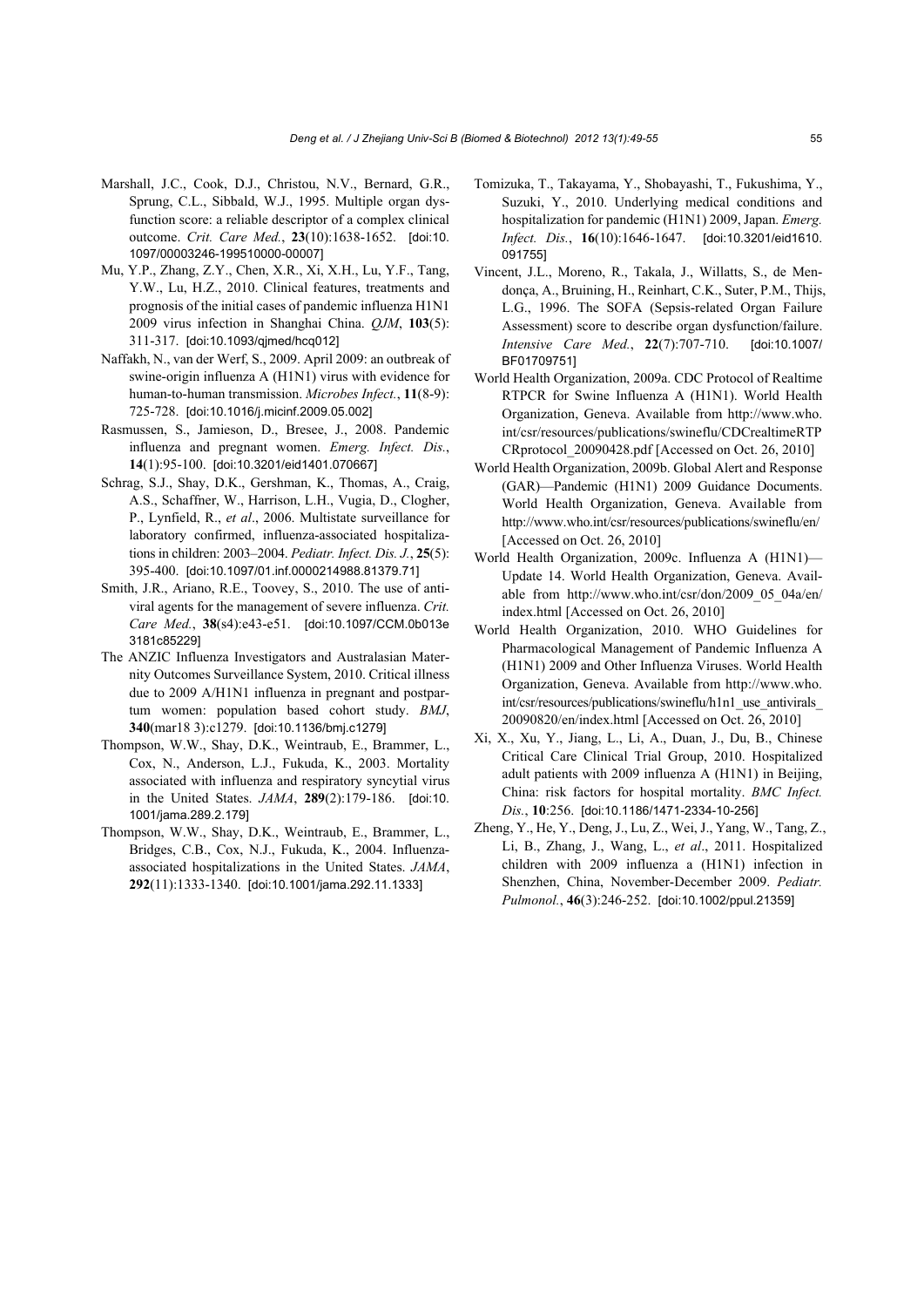Marshall, J.C., Cook, D.J., Christou, N.V., Bernard, G.R., Sprung, C.L., Sibbald, W.J., 1995. Multiple organ dysfunction score: a reliable descriptor of a complex clinical outcome. *Crit. Care Med.*, **23**(10):1638-1652. [doi:10.1097/00003246-199510000-00007]

Mu, Y.P., Zhang, Z.Y., Chen, X.R., Xi, X.H., Lu, Y.F., Tang, Y.W., Lu, H.Z., 2010. Clinical features, treatments and prognosis of the initial cases of pandemic influenza H1N1 2009 virus infection in Shanghai China. *QJM*, **103**(5): 311-317. [doi:10.1093/qjmed/hcq012]

Naffakh, N., van der Werf, S., 2009. April 2009: an outbreak of swine-origin influenza A (H1N1) virus with evidence for human-to-human transmission. *Microbes Infect.*, **11**(8-9): 725-728. [doi:10.1016/j.micinf.2009.05.002]

Rasmussen, S., Jamieson, D., Bresee, J., 2008. Pandemic influenza and pregnant women. *Emerg. Infect. Dis.*, **14**(1):95-100. [doi:10.3201/eid1401.070667]

Schrag, S.J., Shay, D.K., Gershman, K., Thomas, A., Craig, A.S., Schaffner, W., Harrison, L.H., Vugia, D., Clogher, P., Lynfield, R., *et al*., 2006. Multistate surveillance for laboratory confirmed, influenza-associated hospitalizations in children: 2003–2004. *Pediatr. Infect. Dis. J.*, **25**(5): 395-400. [doi:10.1097/01.inf.0000214988.81379.71]

Smith, J.R., Ariano, R.E., Toovey, S., 2010. The use of antiviral agents for the management of severe influenza. *Crit. Care Med.*, **38**(s4):e43-e51. [doi:10.1097/CCM.0b013e3181c85229]

The ANZIC Influenza Investigators and Australasian Maternity Outcomes Surveillance System, 2010. Critical illness due to 2009 A/H1N1 influenza in pregnant and postpartum women: population based cohort study. *BMJ*, **340**(mar18 3):c1279. [doi:10.1136/bmj.c1279]

Thompson, W.W., Shay, D.K., Weintraub, E., Brammer, L., Cox, N., Anderson, L.J., Fukuda, K., 2003. Mortality associated with influenza and respiratory syncytial virus in the United States. *JAMA*, **289**(2):179-186. [doi:10.1001/jama.289.2.179]

Thompson, W.W., Shay, D.K., Weintraub, E., Brammer, L., Bridges, C.B., Cox, N.J., Fukuda, K., 2004. Influenza-associated hospitalizations in the United States. *JAMA*, **292**(11):1333-1340. [doi:10.1001/jama.292.11.1333]

Tomizuka, T., Takayama, Y., Shobayashi, T., Fukushima, Y., Suzuki, Y., 2010. Underlying medical conditions and hospitalization for pandemic (H1N1) 2009, Japan. *Emerg. Infect. Dis.*, **16**(10):1646-1647. [doi:10.3201/eid1610.091755]

Vincent, J.L., Moreno, R., Takala, J., Willatts, S., de Mendonça, A., Bruining, H., Reinhart, C.K., Suter, P.M., Thijs, L.G., 1996. The SOFA (Sepsis-related Organ Failure Assessment) score to describe organ dysfunction/failure. *Intensive Care Med.*, **22**(7):707-710. [doi:10.1007/BF01709751]

World Health Organization, 2009a. CDC Protocol of Realtime RTPCR for Swine Influenza A (H1N1). World Health Organization, Geneva. Available from http://www.who.int/csr/resources/publications/swineflu/CDCrealtimeRTPCRprotocol_20090428.pdf [Accessed on Oct. 26, 2010]

World Health Organization, 2009b. Global Alert and Response (GAR)—Pandemic (H1N1) 2009 Guidance Documents. World Health Organization, Geneva. Available from http://www.who.int/csr/resources/publications/swineflu/en/ [Accessed on Oct. 26, 2010]

World Health Organization, 2009c. Influenza A (H1N1)—Update 14. World Health Organization, Geneva. Available from http://www.who.int/csr/don/2009_05_04a/en/index.html [Accessed on Oct. 26, 2010]

World Health Organization, 2010. WHO Guidelines for Pharmacological Management of Pandemic Influenza A (H1N1) 2009 and Other Influenza Viruses. World Health Organization, Geneva. Available from http://www.who.int/csr/resources/publications/swineflu/h1n1_use_antivirals_20090820/en/index.html [Accessed on Oct. 26, 2010]

Xi, X., Xu, Y., Jiang, L., Li, A., Duan, J., Du, B., Chinese Critical Care Clinical Trial Group, 2010. Hospitalized adult patients with 2009 influenza A (H1N1) in Beijing, China: risk factors for hospital mortality. *BMC Infect. Dis.*, **10**:256. [doi:10.1186/1471-2334-10-256]

Zheng, Y., He, Y., Deng, J., Lu, Z., Wei, J., Yang, W., Tang, Z., Li, B., Zhang, J., Wang, L., *et al*., 2011. Hospitalized children with 2009 influenza a (H1N1) infection in Shenzhen, China, November-December 2009. *Pediatr. Pulmonol.*, **46**(3):246-252. [doi:10.1002/ppul.21359]